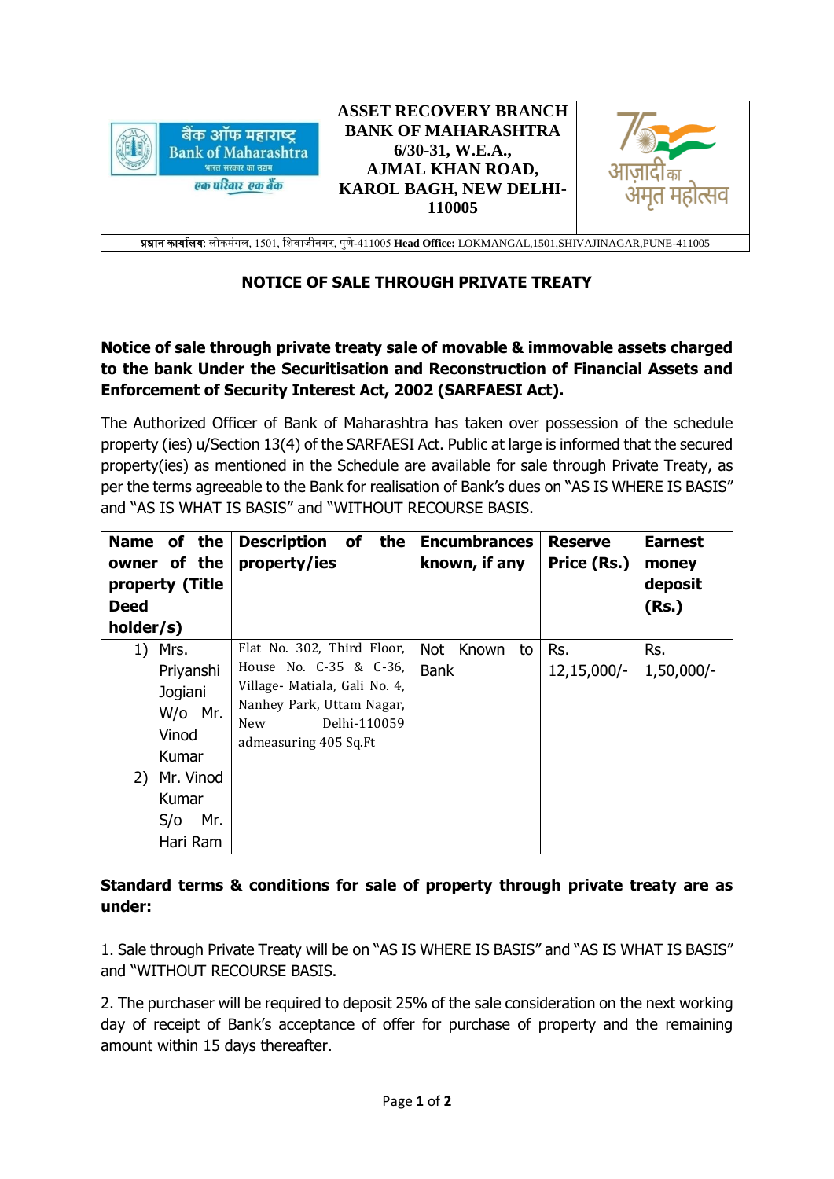| बैंक ऑफ महाराष्ट्र Bank of Maharashtra भारत सरकार का उद्यम एक परिवार एक बैंक | **ASSET RECOVERY BRANCH BANK OF MAHARASHTRA 6/30-31, W.E.A., AJMAL KHAN ROAD, KAROL BAGH, NEW DELHI-110005** | आज़ादी का अमृत महोत्सव |
|---|---|---|

**प्रधान कार्यालय**: लोकमंगल, 1501, शिवाजीनगर, पुणे-411005 **Head Office:** LOKMANGAL,1501,SHIVAJINAGAR,PUNE-411005

## NOTICE OF SALE THROUGH PRIVATE TREATY

**Notice of sale through private treaty sale of movable & immovable assets charged to the bank Under the Securitisation and Reconstruction of Financial Assets and Enforcement of Security Interest Act, 2002 (SARFAESI Act).**

The Authorized Officer of Bank of Maharashtra has taken over possession of the schedule property (ies) u/Section 13(4) of the SARFAESI Act. Public at large is informed that the secured property(ies) as mentioned in the Schedule are available for sale through Private Treaty, as per the terms agreeable to the Bank for realisation of Bank's dues on "AS IS WHERE IS BASIS" and "AS IS WHAT IS BASIS" and "WITHOUT RECOURSE BASIS.

| Name of the owner of the property (Title Deed holder/s) | Description of the property/ies | Encumbrances known, if any | Reserve Price (Rs.) | Earnest money deposit (Rs.) |
|---|---|---|---|---|
| 1) Mrs. Priyanshi Jogiani W/o Mr. Vinod Kumar<br>2) Mr. Vinod Kumar S/o Mr. Hari Ram | Flat No. 302, Third Floor, House No. C-35 & C-36, Village- Matiala, Gali No. 4, Nanhey Park, Uttam Nagar, New Delhi-110059 admeasuring 405 Sq.Ft | Not Known to Bank | Rs. 12,15,000/- | Rs. 1,50,000/- |

**Standard terms & conditions for sale of property through private treaty are as under:**

1. Sale through Private Treaty will be on "AS IS WHERE IS BASIS" and "AS IS WHAT IS BASIS" and "WITHOUT RECOURSE BASIS.

2. The purchaser will be required to deposit 25% of the sale consideration on the next working day of receipt of Bank's acceptance of offer for purchase of property and the remaining amount within 15 days thereafter.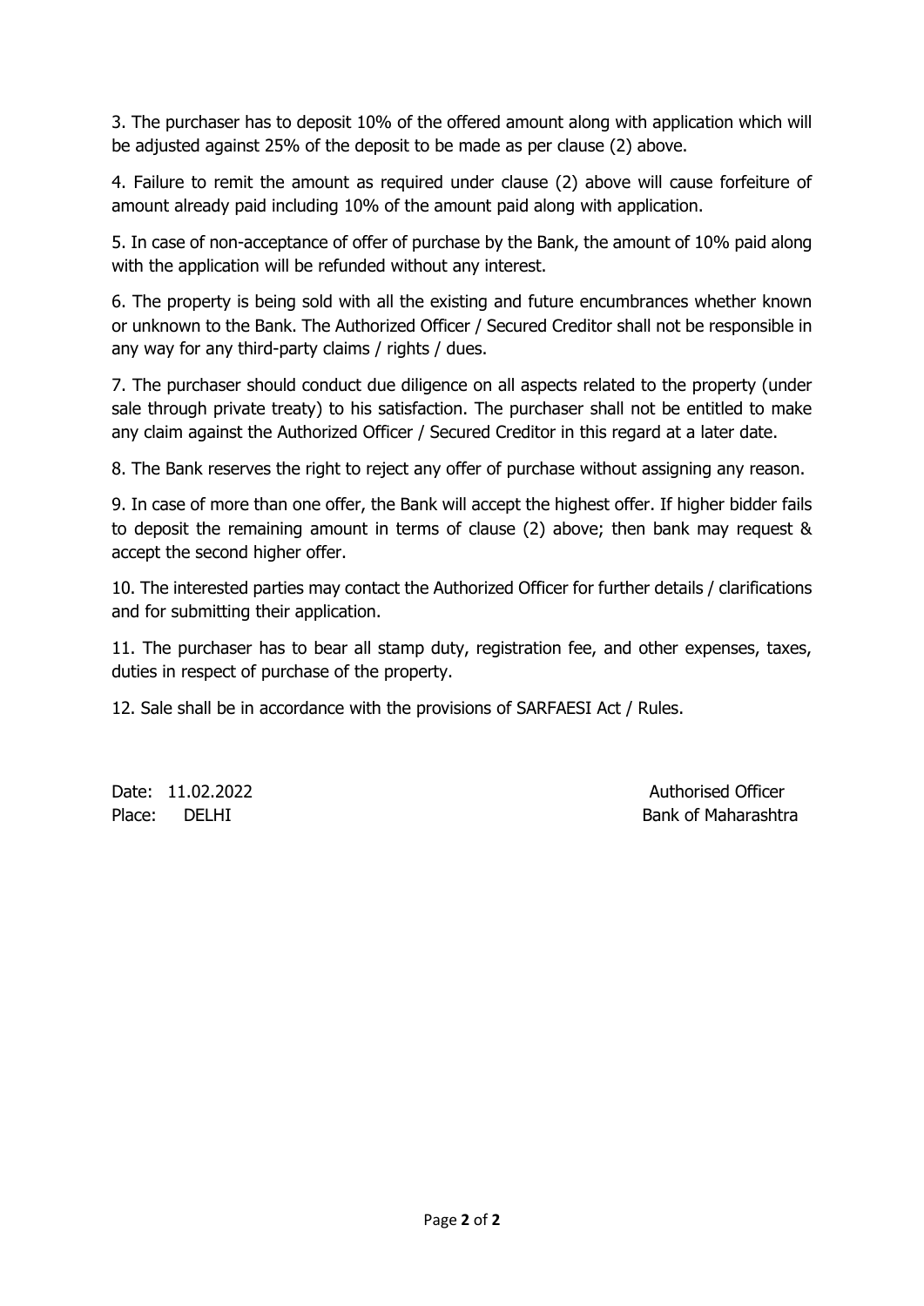3. The purchaser has to deposit 10% of the offered amount along with application which will be adjusted against 25% of the deposit to be made as per clause (2) above.

4. Failure to remit the amount as required under clause (2) above will cause forfeiture of amount already paid including 10% of the amount paid along with application.

5. In case of non-acceptance of offer of purchase by the Bank, the amount of 10% paid along with the application will be refunded without any interest.

6. The property is being sold with all the existing and future encumbrances whether known or unknown to the Bank. The Authorized Officer / Secured Creditor shall not be responsible in any way for any third-party claims / rights / dues.

7. The purchaser should conduct due diligence on all aspects related to the property (under sale through private treaty) to his satisfaction. The purchaser shall not be entitled to make any claim against the Authorized Officer / Secured Creditor in this regard at a later date.

8. The Bank reserves the right to reject any offer of purchase without assigning any reason.

9. In case of more than one offer, the Bank will accept the highest offer. If higher bidder fails to deposit the remaining amount in terms of clause (2) above; then bank may request & accept the second higher offer.

10. The interested parties may contact the Authorized Officer for further details / clarifications and for submitting their application.

11. The purchaser has to bear all stamp duty, registration fee, and other expenses, taxes, duties in respect of purchase of the property.

12. Sale shall be in accordance with the provisions of SARFAESI Act / Rules.

Date: 11.02.2022
Place: DELHI

Authorised Officer
Bank of Maharashtra